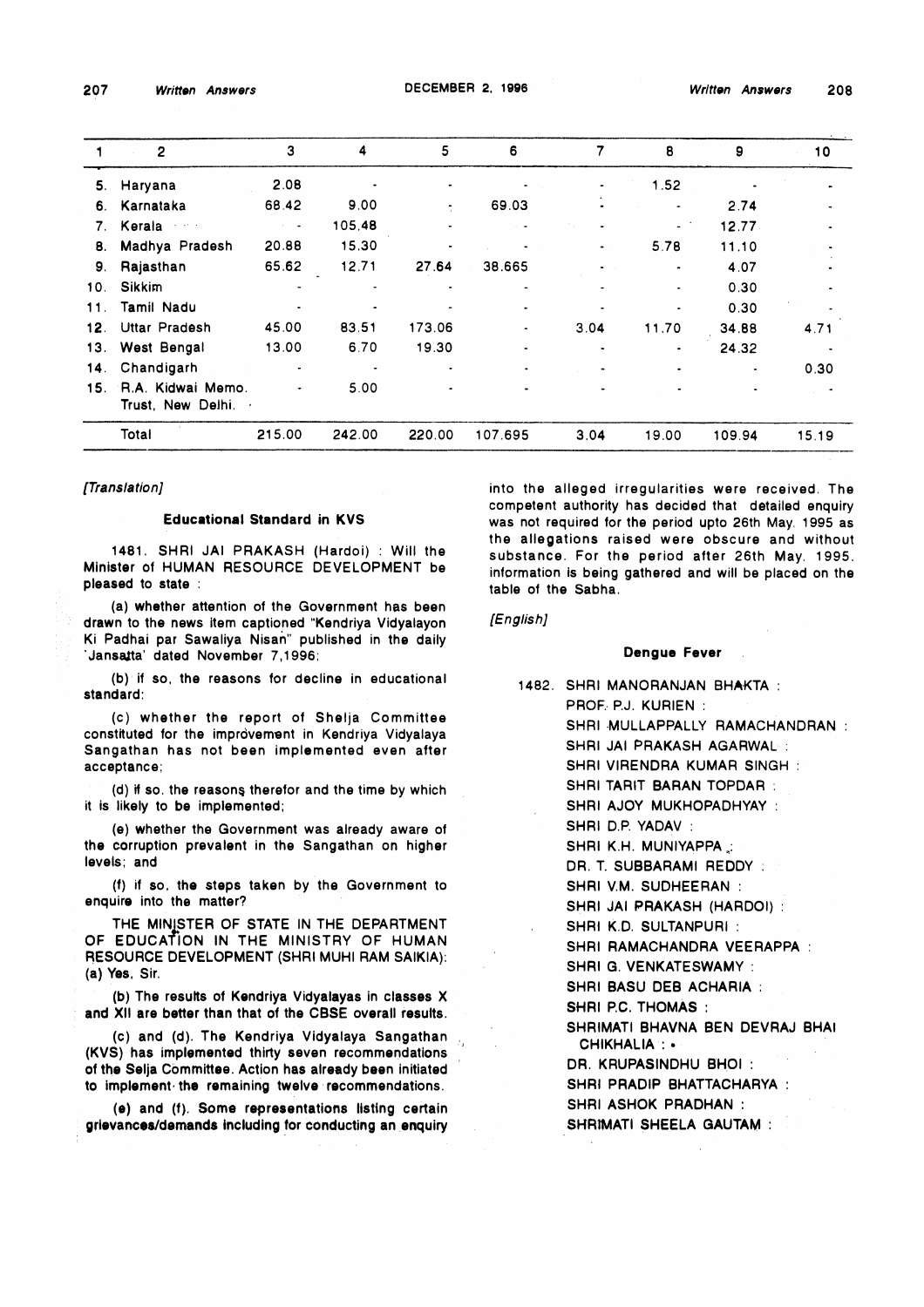| 1 | 2 | 3 | 4 | 5 | 6 | 7 | 8 | 9 | 10 |
|---|---|---|---|---|---|---|---|---|---|
| 5. | Haryana | 2.08 | - | - | - | - | 1.52 | - | - |
| 6. | Karnataka | 68.42 | 9.00 | - | 69.03 | - | - | 2.74 | - |
| 7. | Kerala | - | 105.48 | - | - | - | - | 12.77 | - |
| 8. | Madhya Pradesh | 20.88 | 15.30 | - | - | - | 5.78 | 11.10 | - |
| 9. | Rajasthan | 65.62 | 12.71 | 27.64 | 38.665 | - | - | 4.07 | - |
| 10. | Sikkim | - | - | - | - | - | - | 0.30 | - |
| 11. | Tamil Nadu | - | - | - | - | - | - | 0.30 | - |
| 12. | Uttar Pradesh | 45.00 | 83.51 | 173.06 | - | 3.04 | 11.70 | 34.88 | 4.71 |
| 13. | West Bengal | 13.00 | 6.70 | 19.30 | - | - | - | 24.32 | - |
| 14. | Chandigarh | - | - | - | - | - | - | - | 0.30 |
| 15. | R.A. Kidwai Memo. Trust, New Delhi. | - | 5.00 | - | - | - | - | - | - |
| | Total | 215.00 | 242.00 | 220.00 | 107.695 | 3.04 | 19.00 | 109.94 | 15.19 |

*[Translation]*

**Educational Standard in KVS**

1481. SHRI JAI PRAKASH (Hardoi) : Will the Minister of HUMAN RESOURCE DEVELOPMENT be pleased to state :

(a) whether attention of the Government has been drawn to the news item captioned "Kendriya Vidyalayon Ki Padhai par Sawaliya Nisan" published in the daily 'Jansatta' dated November 7,1996;

(b) if so, the reasons for decline in educational standard:

(c) whether the report of Shelja Committee constituted for the improvement in Kendriya Vidyalaya Sangathan has not been implemented even after acceptance;

(d) if so. the reasons therefor and the time by which it is likely to be implemented;

(e) whether the Government was already aware of the corruption prevalent in the Sangathan on higher levels; and

(f) if so, the steps taken by the Government to enquire into the matter?

THE MINISTER OF STATE IN THE DEPARTMENT OF EDUCATION IN THE MINISTRY OF HUMAN RESOURCE DEVELOPMENT (SHRI MUHI RAM SAIKIA): (a) Yes, Sir.

(b) The results of Kendriya Vidyalayas in classes X and XII are better than that of the CBSE overall results.

(c) and (d). The Kendriya Vidyalaya Sangathan (KVS) has implemented thirty seven recommendations of the Selja Committee. Action has already been initiated to implement the remaining twelve recommendations.

(e) and (f). Some representations listing certain grievances/demands including for conducting an enquiry into the alleged irregularities were received. The competent authority has decided that detailed enquiry was not required for the period upto 26th May, 1995 as the allegations raised were obscure and without substance. For the period after 26th May. 1995. information is being gathered and will be placed on the table of the Sabha.

*[English]*

**Dengue Fever**

1482. SHRI MANORANJAN BHAKTA :
PROF. P.J. KURIEN :
SHRI MULLAPPALLY RAMACHANDRAN :
SHRI JAI PRAKASH AGARWAL :
SHRI VIRENDRA KUMAR SINGH :
SHRI TARIT BARAN TOPDAR :
SHRI AJOY MUKHOPADHYAY :
SHRI D.P. YADAV :
SHRI K.H. MUNIYAPPA :
DR. T. SUBBARAMI REDDY :
SHRI V.M. SUDHEERAN :
SHRI JAI PRAKASH (HARDOI) :
SHRI K.D. SULTANPURI :
SHRI RAMACHANDRA VEERAPPA :
SHRI G. VENKATESWAMY :
SHRI BASU DEB ACHARIA :
SHRI P.C. THOMAS :
SHRIMATI BHAVNA BEN DEVRAJ BHAI CHIKHALIA :
DR. KRUPASINDHU BHOI :
SHRI PRADIP BHATTACHARYA :
SHRI ASHOK PRADHAN :
SHRIMATI SHEELA GAUTAM :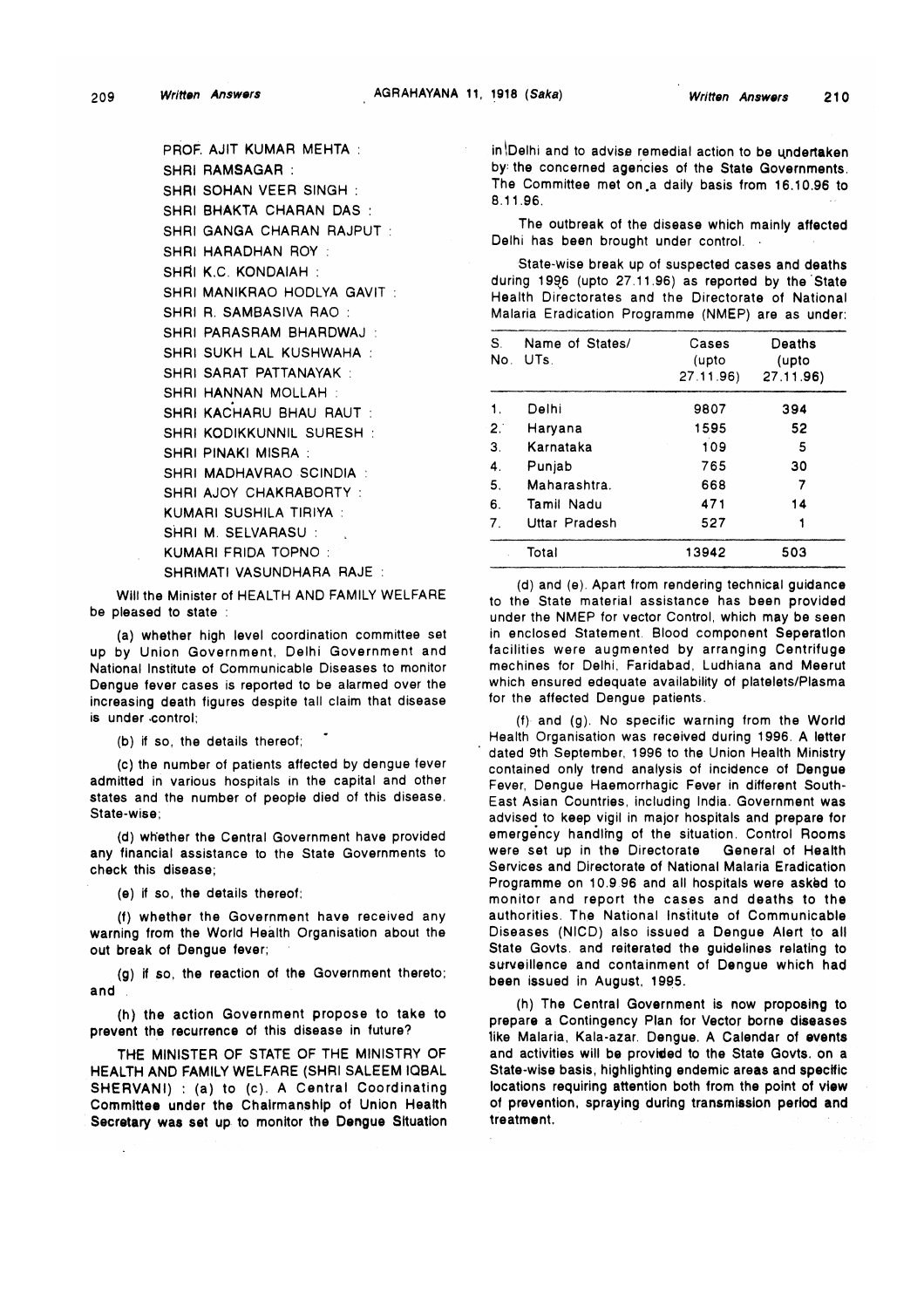PROF. AJIT KUMAR MEHTA :
SHRI RAMSAGAR :
SHRI SOHAN VEER SINGH :
SHRI BHAKTA CHARAN DAS :
SHRI GANGA CHARAN RAJPUT :
SHRI HARADHAN ROY :
SHRI K.C. KONDAIAH :
SHRI MANIKRAO HODLYA GAVIT :
SHRI R. SAMBASIVA RAO :
SHRI PARASRAM BHARDWAJ :
SHRI SUKH LAL KUSHWAHA :
SHRI SARAT PATTANAYAK :
SHRI HANNAN MOLLAH :
SHRI KACHARU BHAU RAUT :
SHRI KODIKKUNNIL SURESH :
SHRI PINAKI MISRA :
SHRI MADHAVRAO SCINDIA :
SHRI AJOY CHAKRABORTY :
KUMARI SUSHILA TIRIYA :
SHRI M. SELVARASU :
KUMARI FRIDA TOPNO :
SHRIMATI VASUNDHARA RAJE :

Will the Minister of HEALTH AND FAMILY WELFARE be pleased to state :

(a) whether high level coordination committee set up by Union Government, Delhi Government and National Institute of Communicable Diseases to monitor Dengue fever cases is reported to be alarmed over the increasing death figures despite tall claim that disease is under control;

(b) if so, the details thereof;

(c) the number of patients affected by dengue fever admitted in various hospitals in the capital and other states and the number of people died of this disease. State-wise;

(d) whether the Central Government have provided any financial assistance to the State Governments to check this disease;

(e) if so, the details thereof;

(f) whether the Government have received any warning from the World Health Organisation about the out break of Dengue fever;

(g) if so, the reaction of the Government thereto; and

(h) the action Government propose to take to prevent the recurrence of this disease in future?

THE MINISTER OF STATE OF THE MINISTRY OF HEALTH AND FAMILY WELFARE (SHRI SALEEM IQBAL SHERVANI) : (a) to (c). A Central Coordinating Committee under the Chairmanship of Union Health Secretary was set up to monitor the Dengue Situation in Delhi and to advise remedial action to be undertaken by the concerned agencies of the State Governments. The Committee met on a daily basis from 16.10.96 to 8.11.96.

The outbreak of the disease which mainly affected Delhi has been brought under control.

State-wise break up of suspected cases and deaths during 1996 (upto 27.11.96) as reported by the State Health Directorates and the Directorate of National Malaria Eradication Programme (NMEP) are as under:

| S. No. | Name of States/ UTs. | Cases (upto 27.11.96) | Deaths (upto 27.11.96) |
|---|---|---|---|
| 1. | Delhi | 9807 | 394 |
| 2. | Haryana | 1595 | 52 |
| 3. | Karnataka | 109 | 5 |
| 4. | Punjab | 765 | 30 |
| 5. | Maharashtra. | 668 | 7 |
| 6. | Tamil Nadu | 471 | 14 |
| 7. | Uttar Pradesh | 527 | 1 |
| | Total | 13942 | 503 |

(d) and (e). Apart from rendering technical guidance to the State material assistance has been provided under the NMEP for vector Control, which may be seen in enclosed Statement. Blood component Seperation facilities were augmented by arranging Centrifuge mechines for Delhi, Faridabad, Ludhiana and Meerut which ensured edequate availability of platelets/Plasma for the affected Dengue patients.

(f) and (g). No specific warning from the World Health Organisation was received during 1996. A letter dated 9th September, 1996 to the Union Health Ministry contained only trend analysis of incidence of Dengue Fever, Dengue Haemorrhagic Fever in different South-East Asian Countries, including India. Government was advised to keep vigil in major hospitals and prepare for emergency handling of the situation. Control Rooms were set up in the Directorate General of Health Services and Directorate of National Malaria Eradication Programme on 10.9.96 and all hospitals were asked to monitor and report the cases and deaths to the authorities. The National Institute of Communicable Diseases (NICD) also issued a Dengue Alert to all State Govts. and reiterated the guidelines relating to surveillence and containment of Dengue which had been issued in August, 1995.

(h) The Central Government is now proposing to prepare a Contingency Plan for Vector borne diseases like Malaria, Kala-azar. Dengue. A Calendar of events and activities will be provided to the State Govts. on a State-wise basis, highlighting endemic areas and specific locations requiring attention both from the point of view of prevention, spraying during transmission period and treatment.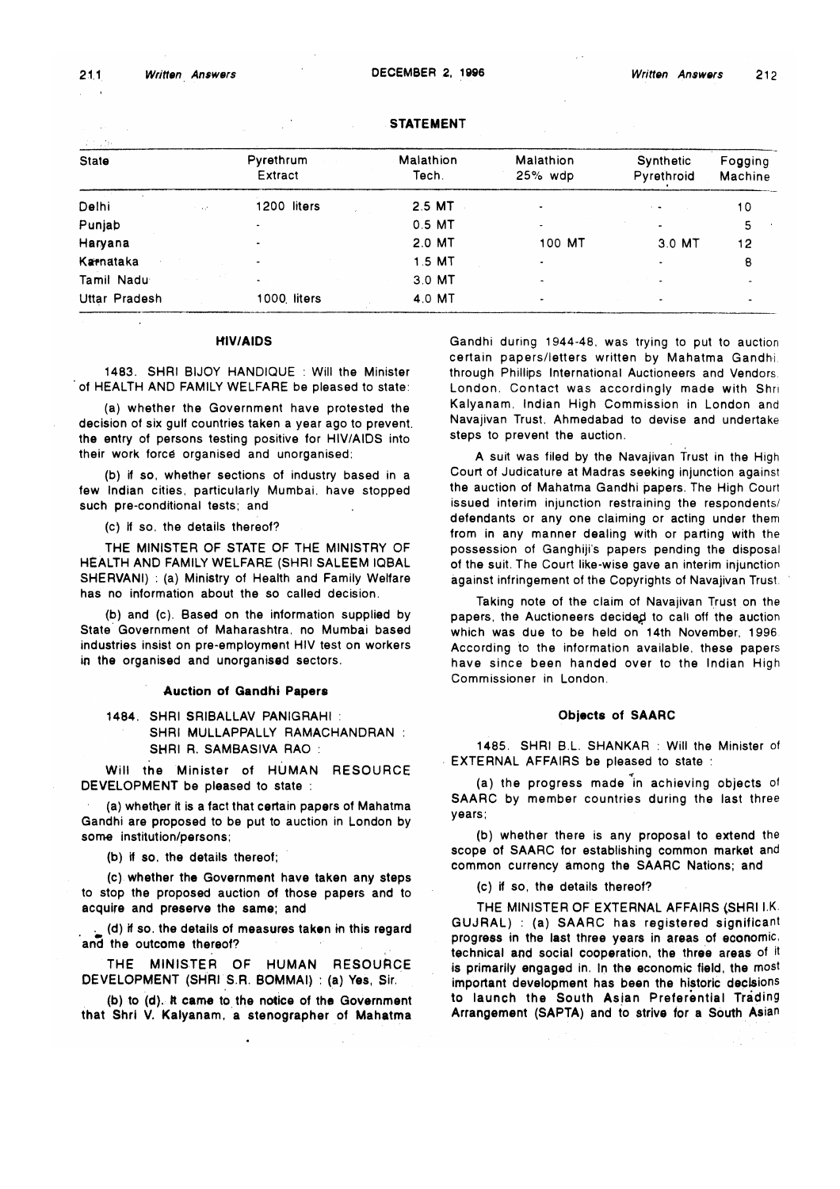**STATEMENT**

| State | Pyrethrum Extract | Malathion Tech. | Malathion 25% wdp | Synthetic Pyrethroid | Fogging Machine |
|---|---|---|---|---|---|
| Delhi | 1200 liters | 2.5 MT | - | - | 10 |
| Punjab | - | 0.5 MT | - | - | 5 |
| Haryana | - | 2.0 MT | 100 MT | 3.0 MT | 12 |
| Karnataka | - | 1.5 MT | - | - | 8 |
| Tamil Nadu | - | 3.0 MT | - | - | - |
| Uttar Pradesh | 1000 liters | 4.0 MT | - | - | - |

### HIV/AIDS

1483. SHRI BIJOY HANDIQUE : Will the Minister of HEALTH AND FAMILY WELFARE be pleased to state:

(a) whether the Government have protested the decision of six gulf countries taken a year ago to prevent, the entry of persons testing positive for HIV/AIDS into their work force organised and unorganised;

(b) if so, whether sections of industry based in a few Indian cities, particularly Mumbai, have stopped such pre-conditional tests; and

(c) if so, the details thereof?

THE MINISTER OF STATE OF THE MINISTRY OF HEALTH AND FAMILY WELFARE (SHRI SALEEM IQBAL SHERVANI) : (a) Ministry of Health and Family Welfare has no information about the so called decision.

(b) and (c). Based on the information supplied by State Government of Maharashtra, no Mumbai based industries insist on pre-employment HIV test on workers in the organised and unorganised sectors.

### Auction of Gandhi Papers

1484. SHRI SRIBALLAV PANIGRAHI :
SHRI MULLAPPALLY RAMACHANDRAN :
SHRI R. SAMBASIVA RAO :

Will the Minister of HUMAN RESOURCE DEVELOPMENT be pleased to state :

(a) whether it is a fact that certain papers of Mahatma Gandhi are proposed to be put to auction in London by some institution/persons;

(b) if so, the details thereof;

(c) whether the Government have taken any steps to stop the proposed auction of those papers and to acquire and preserve the same; and

(d) if so, the details of measures taken in this regard and the outcome thereof?

THE MINISTER OF HUMAN RESOURCE DEVELOPMENT (SHRI S.R. BOMMAI) : (a) Yes, Sir.

(b) to (d). It came to the notice of the Government that Shri V. Kalyanam, a stenographer of Mahatma Gandhi during 1944-48, was trying to put to auction certain papers/letters written by Mahatma Gandhi through Phillips International Auctioneers and Vendors. London. Contact was accordingly made with Shri Kalyanam, Indian High Commission in London and Navajivan Trust, Ahmedabad to devise and undertake steps to prevent the auction.

A suit was filed by the Navajivan Trust in the High Court of Judicature at Madras seeking injunction against the auction of Mahatma Gandhi papers. The High Court issued interim injunction restraining the respondents/ defendants or any one claiming or acting under them from in any manner dealing with or parting with the possession of Ganghiji's papers pending the disposal of the suit. The Court like-wise gave an interim injunction against infringement of the Copyrights of Navajivan Trust.

Taking note of the claim of Navajivan Trust on the papers, the Auctioneers decided to call off the auction which was due to be held on 14th November, 1996. According to the information available, these papers have since been handed over to the Indian High Commissioner in London.

### Objects of SAARC

1485. SHRI B.L. SHANKAR : Will the Minister of EXTERNAL AFFAIRS be pleased to state :

(a) the progress made in achieving objects of SAARC by member countries during the last three years;

(b) whether there is any proposal to extend the scope of SAARC for establishing common market and common currency among the SAARC Nations; and

(c) if so, the details thereof?

THE MINISTER OF EXTERNAL AFFAIRS (SHRI I.K. GUJRAL) : (a) SAARC has registered significant progress in the last three years in areas of economic, technical and social cooperation, the three areas of it is primarily engaged in. In the economic field, the most important development has been the historic decisions to launch the South Asian Preferential Trading Arrangement (SAPTA) and to strive for a South Asian